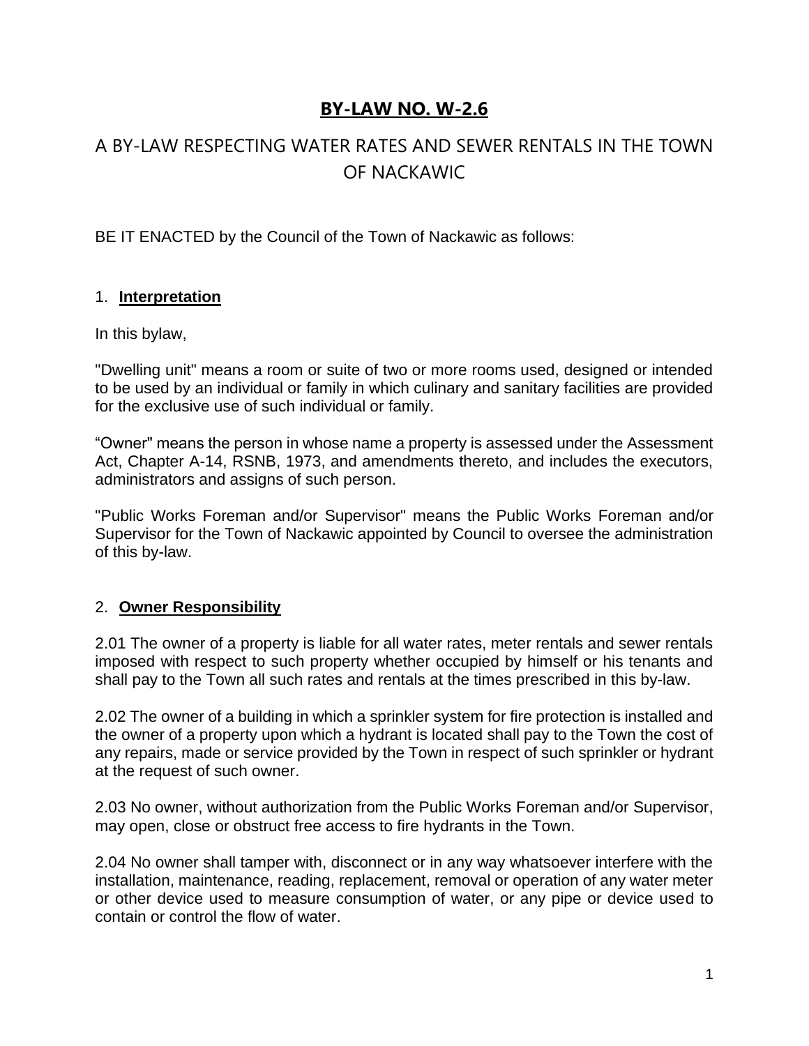# BY-LAW NO. W-2.6

## A BY-LAW RESPECTING WATER RATES AND SEWER RENTALS IN THE TOWN OF NACKAWIC

BE IT ENACTED by the Council of the Town of Nackawic as follows:

### 1. **Interpretation**

In this bylaw,

"Dwelling unit" means a room or suite of two or more rooms used, designed or intended to be used by an individual or family in which culinary and sanitary facilities are provided for the exclusive use of such individual or family.

"Owner" means the person in whose name a property is assessed under the Assessment Act, Chapter A-14, RSNB, 1973, and amendments thereto, and includes the executors, administrators and assigns of such person.

"Public Works Foreman and/or Supervisor" means the Public Works Foreman and/or Supervisor for the Town of Nackawic appointed by Council to oversee the administration of this by-law.

### 2. **Owner Responsibility**

2.01 The owner of a property is liable for all water rates, meter rentals and sewer rentals imposed with respect to such property whether occupied by himself or his tenants and shall pay to the Town all such rates and rentals at the times prescribed in this by-law.

2.02 The owner of a building in which a sprinkler system for fire protection is installed and the owner of a property upon which a hydrant is located shall pay to the Town the cost of any repairs, made or service provided by the Town in respect of such sprinkler or hydrant at the request of such owner.

2.03 No owner, without authorization from the Public Works Foreman and/or Supervisor, may open, close or obstruct free access to fire hydrants in the Town.

2.04 No owner shall tamper with, disconnect or in any way whatsoever interfere with the installation, maintenance, reading, replacement, removal or operation of any water meter or other device used to measure consumption of water, or any pipe or device used to contain or control the flow of water.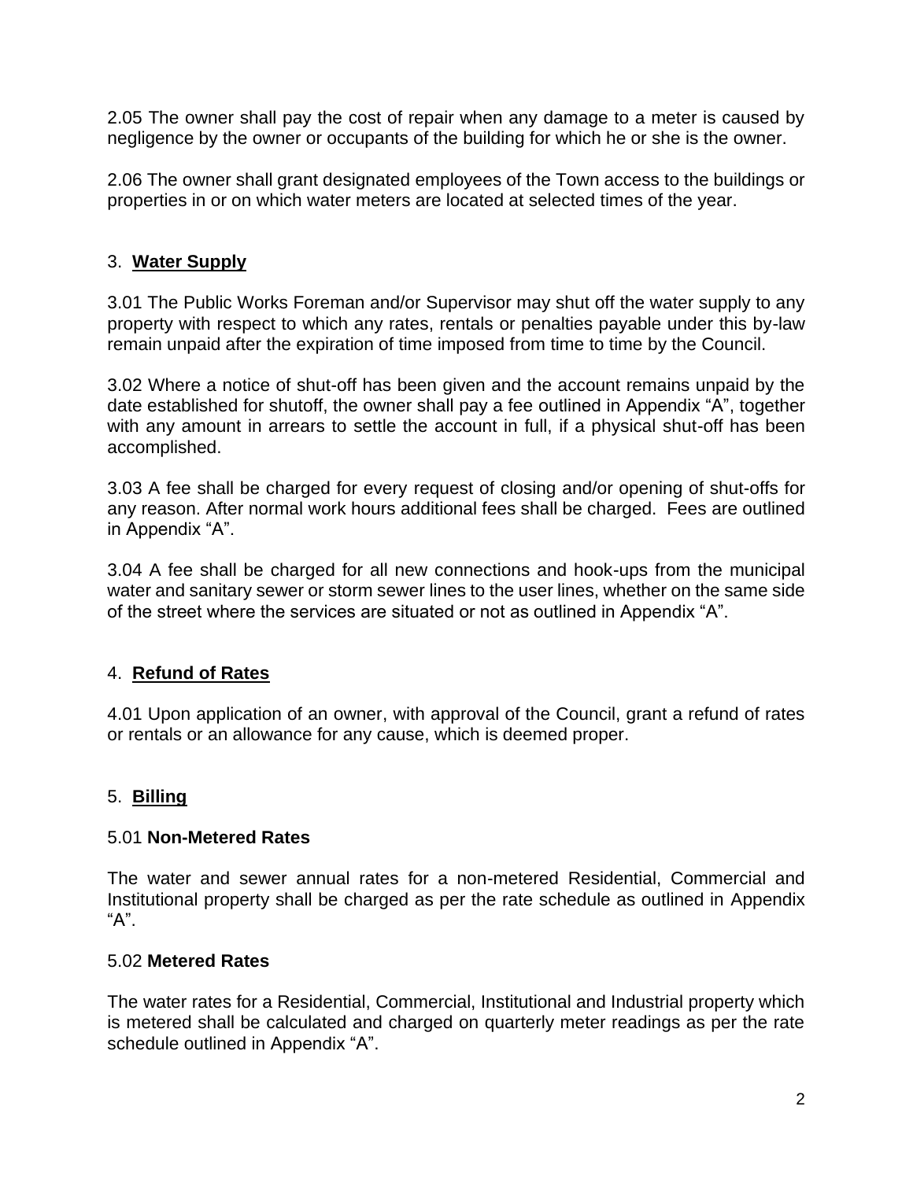2.05 The owner shall pay the cost of repair when any damage to a meter is caused by negligence by the owner or occupants of the building for which he or she is the owner.

2.06 The owner shall grant designated employees of the Town access to the buildings or properties in or on which water meters are located at selected times of the year.

## 3. **Water Supply**

3.01 The Public Works Foreman and/or Supervisor may shut off the water supply to any property with respect to which any rates, rentals or penalties payable under this by-law remain unpaid after the expiration of time imposed from time to time by the Council.

3.02 Where a notice of shut-off has been given and the account remains unpaid by the date established for shutoff, the owner shall pay a fee outlined in Appendix "A", together with any amount in arrears to settle the account in full, if a physical shut-off has been accomplished.

3.03 A fee shall be charged for every request of closing and/or opening of shut-offs for any reason. After normal work hours additional fees shall be charged. Fees are outlined in Appendix "A".

3.04 A fee shall be charged for all new connections and hook-ups from the municipal water and sanitary sewer or storm sewer lines to the user lines, whether on the same side of the street where the services are situated or not as outlined in Appendix "A".

## 4. **Refund of Rates**

4.01 Upon application of an owner, with approval of the Council, grant a refund of rates or rentals or an allowance for any cause, which is deemed proper.

## 5. **Billing**

### 5.01 **Non-Metered Rates**

The water and sewer annual rates for a non-metered Residential, Commercial and Institutional property shall be charged as per the rate schedule as outlined in Appendix "A".

### 5.02 **Metered Rates**

The water rates for a Residential, Commercial, Institutional and Industrial property which is metered shall be calculated and charged on quarterly meter readings as per the rate schedule outlined in Appendix "A".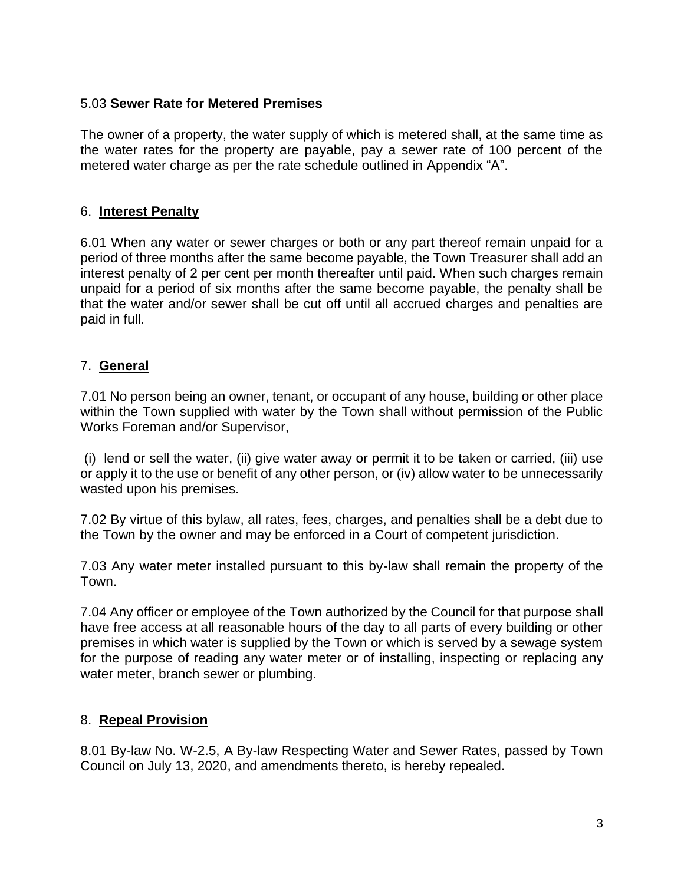5.03 **Sewer Rate for Metered Premises**

The owner of a property, the water supply of which is metered shall, at the same time as the water rates for the property are payable, pay a sewer rate of 100 percent of the metered water charge as per the rate schedule outlined in Appendix "A".

## 6. **Interest Penalty**

6.01 When any water or sewer charges or both or any part thereof remain unpaid for a period of three months after the same become payable, the Town Treasurer shall add an interest penalty of 2 per cent per month thereafter until paid. When such charges remain unpaid for a period of six months after the same become payable, the penalty shall be that the water and/or sewer shall be cut off until all accrued charges and penalties are paid in full.

## 7. **General**

7.01 No person being an owner, tenant, or occupant of any house, building or other place within the Town supplied with water by the Town shall without permission of the Public Works Foreman and/or Supervisor,

(i) lend or sell the water, (ii) give water away or permit it to be taken or carried, (iii) use or apply it to the use or benefit of any other person, or (iv) allow water to be unnecessarily wasted upon his premises.

7.02 By virtue of this bylaw, all rates, fees, charges, and penalties shall be a debt due to the Town by the owner and may be enforced in a Court of competent jurisdiction.

7.03 Any water meter installed pursuant to this by-law shall remain the property of the Town.

7.04 Any officer or employee of the Town authorized by the Council for that purpose shall have free access at all reasonable hours of the day to all parts of every building or other premises in which water is supplied by the Town or which is served by a sewage system for the purpose of reading any water meter or of installing, inspecting or replacing any water meter, branch sewer or plumbing.

## 8. **Repeal Provision**

8.01 By-law No. W-2.5, A By-law Respecting Water and Sewer Rates, passed by Town Council on July 13, 2020, and amendments thereto, is hereby repealed.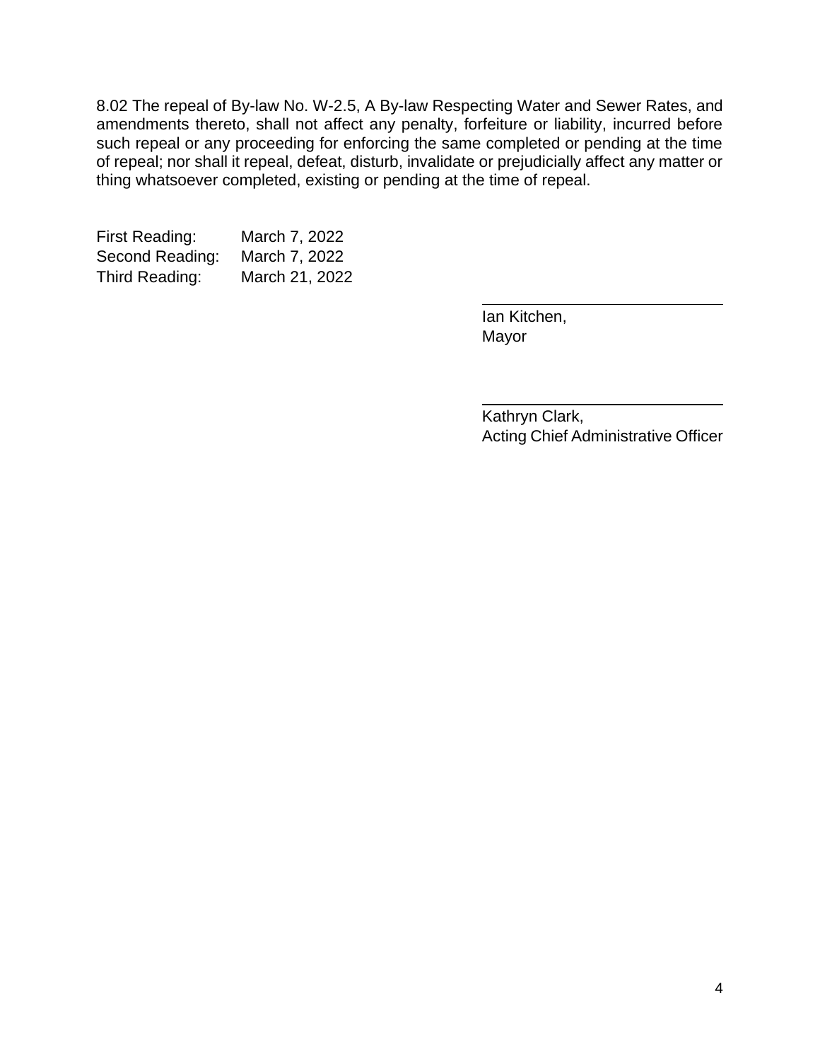8.02 The repeal of By-law No. W-2.5, A By-law Respecting Water and Sewer Rates, and amendments thereto, shall not affect any penalty, forfeiture or liability, incurred before such repeal or any proceeding for enforcing the same completed or pending at the time of repeal; nor shall it repeal, defeat, disturb, invalidate or prejudicially affect any matter or thing whatsoever completed, existing or pending at the time of repeal.

| | |
|---|---|
| First Reading: | March 7, 2022 |
| Second Reading: | March 7, 2022 |
| Third Reading: | March 21, 2022 |

Ian Kitchen,
Mayor

Kathryn Clark,
Acting Chief Administrative Officer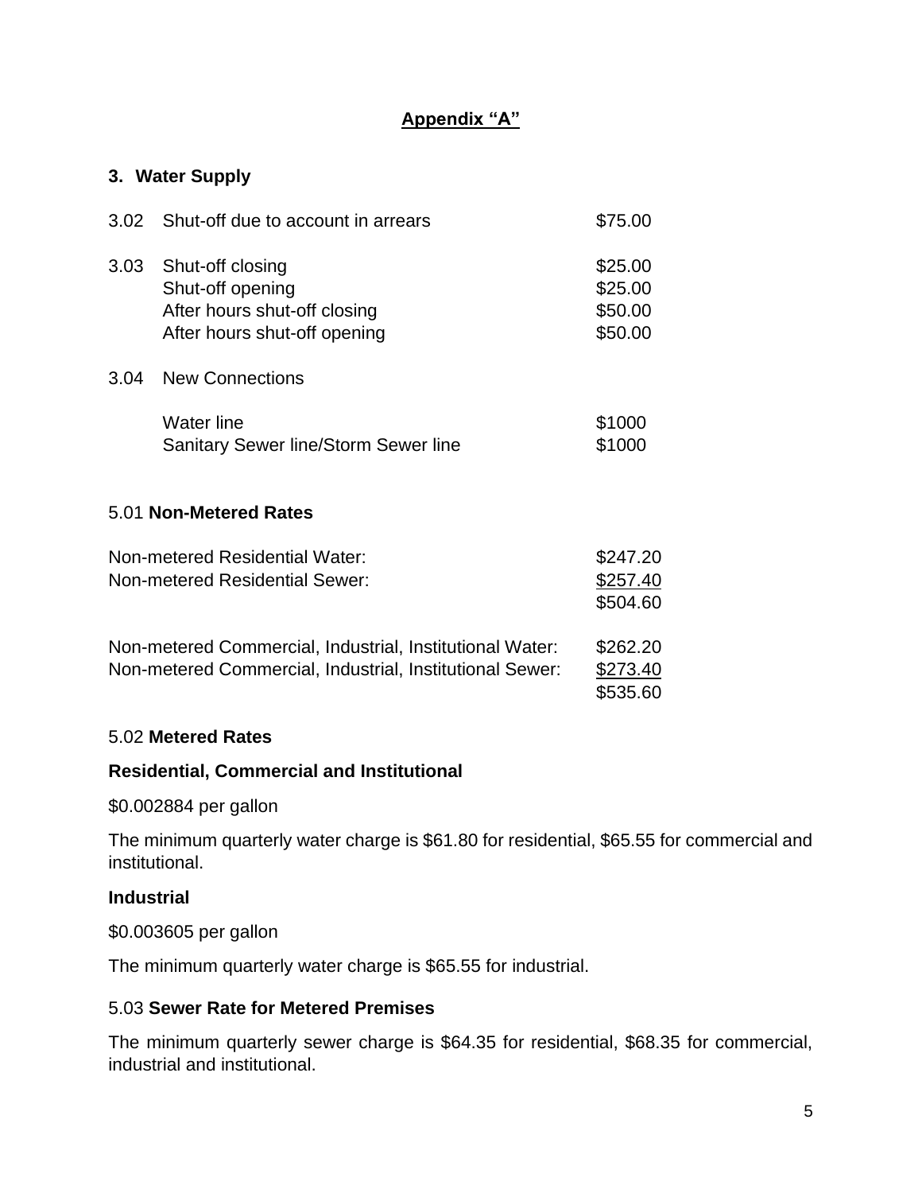**Appendix "A"**

### 3. Water Supply

| | | |
|---|---|---|
| 3.02 | Shut-off due to account in arrears | $75.00 |
| 3.03 | Shut-off closing | $25.00 |
| | Shut-off opening | $25.00 |
| | After hours shut-off closing | $50.00 |
| | After hours shut-off opening | $50.00 |
| 3.04 | New Connections | |
| | Water line | $1000 |
| | Sanitary Sewer line/Storm Sewer line | $1000 |

### 5.01 **Non-Metered Rates**

| | |
|---|---|
| Non-metered Residential Water: | $247.20 |
| Non-metered Residential Sewer: | $257.40 |
| | $504.60 |
| Non-metered Commercial, Industrial, Institutional Water: | $262.20 |
| Non-metered Commercial, Industrial, Institutional Sewer: | $273.40 |
| | $535.60 |

### 5.02 **Metered Rates**

**Residential, Commercial and Institutional**

$0.002884 per gallon

The minimum quarterly water charge is $61.80 for residential, $65.55 for commercial and institutional.

**Industrial**

$0.003605 per gallon

The minimum quarterly water charge is $65.55 for industrial.

### 5.03 **Sewer Rate for Metered Premises**

The minimum quarterly sewer charge is $64.35 for residential, $68.35 for commercial, industrial and institutional.